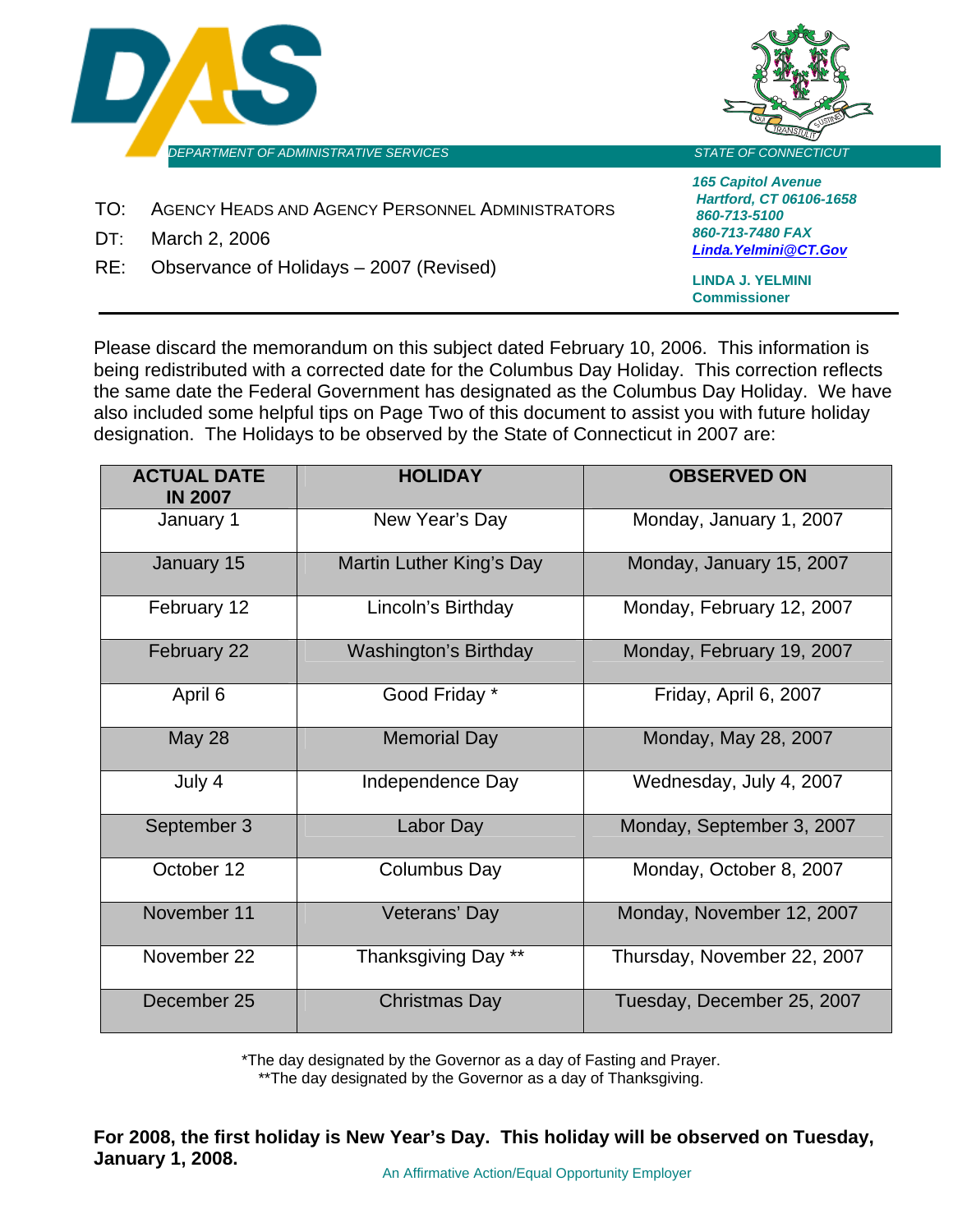DEPARTMENT OF ADMINISTRATIVE SERVICES — STATE OF CONNECTICUT

*165 Capitol Avenue*
*Hartford, CT 06106-1658*
*860-713-5100*
*860-713-7480 FAX*
*Linda.Yelmini@CT.Gov*

**LINDA J. YELMINI**
**Commissioner**

TO: AGENCY HEADS AND AGENCY PERSONNEL ADMINISTRATORS

DT: March 2, 2006

RE: Observance of Holidays – 2007 (Revised)

---

Please discard the memorandum on this subject dated February 10, 2006. This information is being redistributed with a corrected date for the Columbus Day Holiday. This correction reflects the same date the Federal Government has designated as the Columbus Day Holiday. We have also included some helpful tips on Page Two of this document to assist you with future holiday designation. The Holidays to be observed by the State of Connecticut in 2007 are:

| ACTUAL DATE IN 2007 | HOLIDAY | OBSERVED ON |
|---|---|---|
| January 1 | New Year's Day | Monday, January 1, 2007 |
| January 15 | Martin Luther King's Day | Monday, January 15, 2007 |
| February 12 | Lincoln's Birthday | Monday, February 12, 2007 |
| February 22 | Washington's Birthday | Monday, February 19, 2007 |
| April 6 | Good Friday * | Friday, April 6, 2007 |
| May 28 | Memorial Day | Monday, May 28, 2007 |
| July 4 | Independence Day | Wednesday, July 4, 2007 |
| September 3 | Labor Day | Monday, September 3, 2007 |
| October 12 | Columbus Day | Monday, October 8, 2007 |
| November 11 | Veterans' Day | Monday, November 12, 2007 |
| November 22 | Thanksgiving Day ** | Thursday, November 22, 2007 |
| December 25 | Christmas Day | Tuesday, December 25, 2007 |

*The day designated by the Governor as a day of Fasting and Prayer.
**The day designated by the Governor as a day of Thanksgiving.

**For 2008, the first holiday is New Year's Day. This holiday will be observed on Tuesday, January 1, 2008.**

An Affirmative Action/Equal Opportunity Employer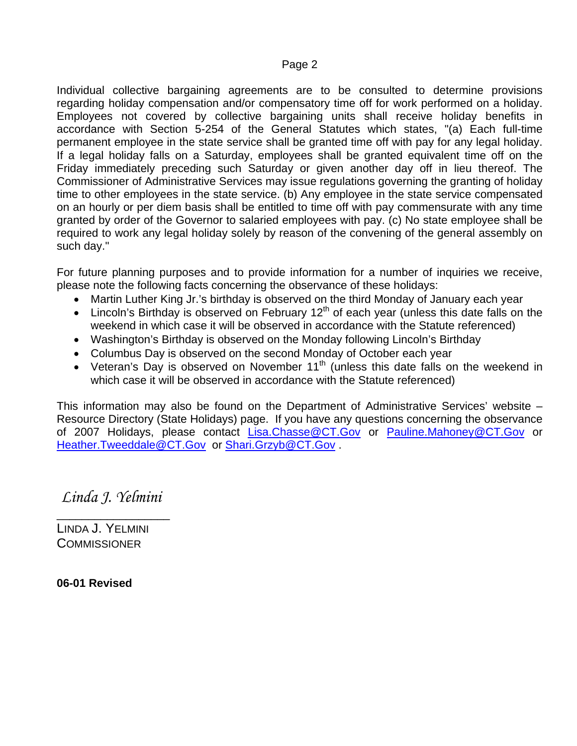Individual collective bargaining agreements are to be consulted to determine provisions regarding holiday compensation and/or compensatory time off for work performed on a holiday. Employees not covered by collective bargaining units shall receive holiday benefits in accordance with Section 5-254 of the General Statutes which states, "(a) Each full-time permanent employee in the state service shall be granted time off with pay for any legal holiday. If a legal holiday falls on a Saturday, employees shall be granted equivalent time off on the Friday immediately preceding such Saturday or given another day off in lieu thereof. The Commissioner of Administrative Services may issue regulations governing the granting of holiday time to other employees in the state service. (b) Any employee in the state service compensated on an hourly or per diem basis shall be entitled to time off with pay commensurate with any time granted by order of the Governor to salaried employees with pay. (c) No state employee shall be required to work any legal holiday solely by reason of the convening of the general assembly on such day."

For future planning purposes and to provide information for a number of inquiries we receive, please note the following facts concerning the observance of these holidays:

- Martin Luther King Jr.'s birthday is observed on the third Monday of January each year
- Lincoln's Birthday is observed on February 12th of each year (unless this date falls on the weekend in which case it will be observed in accordance with the Statute referenced)
- Washington's Birthday is observed on the Monday following Lincoln's Birthday
- Columbus Day is observed on the second Monday of October each year
- Veteran's Day is observed on November 11th (unless this date falls on the weekend in which case it will be observed in accordance with the Statute referenced)

This information may also be found on the Department of Administrative Services' website – Resource Directory (State Holidays) page. If you have any questions concerning the observance of 2007 Holidays, please contact Lisa.Chasse@CT.Gov or Pauline.Mahoney@CT.Gov or Heather.Tweeddale@CT.Gov or Shari.Grzyb@CT.Gov .

*Linda J. Yelmini*

LINDA J. YELMINI
COMMISSIONER

**06-01 Revised**